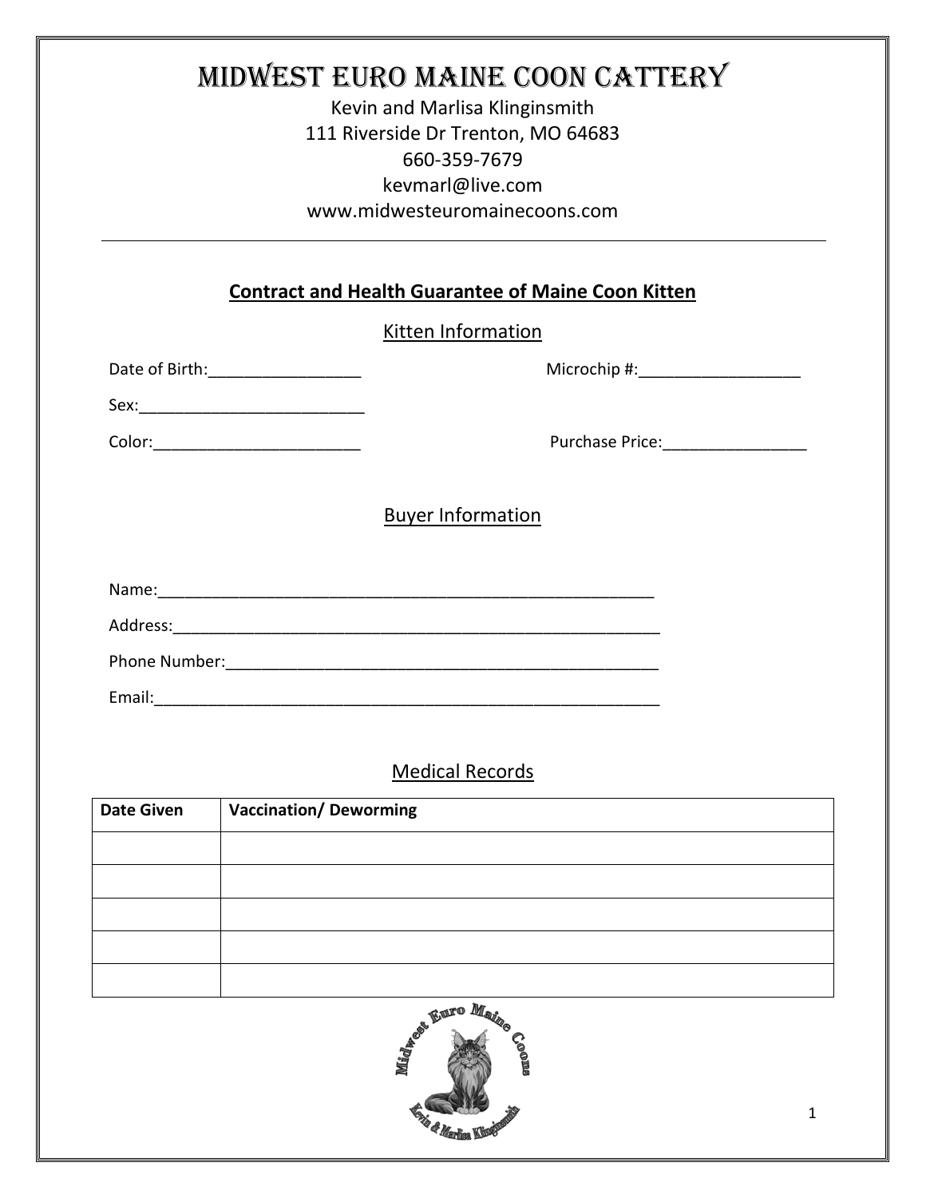# Midwest Euro Maine Coon Cattery

Kevin and Marlisa Klinginsmith
111 Riverside Dr Trenton, MO 64683
660-359-7679
kevmarl@live.com
www.midwesteuromainecoons.com

---

## Contract and Health Guarantee of Maine Coon Kitten

### Kitten Information

Date of Birth:_________________ Microchip #:__________________

Sex:_________________________

Color:________________________ Purchase Price:________________

### Buyer Information

Name:_________________________________________________________

Address:_______________________________________________________

Phone Number:__________________________________________________

Email:_________________________________________________________

### Medical Records

| Date Given | Vaccination/ Deworming |
|---|---|
| | |
| | |
| | |
| | |
| | |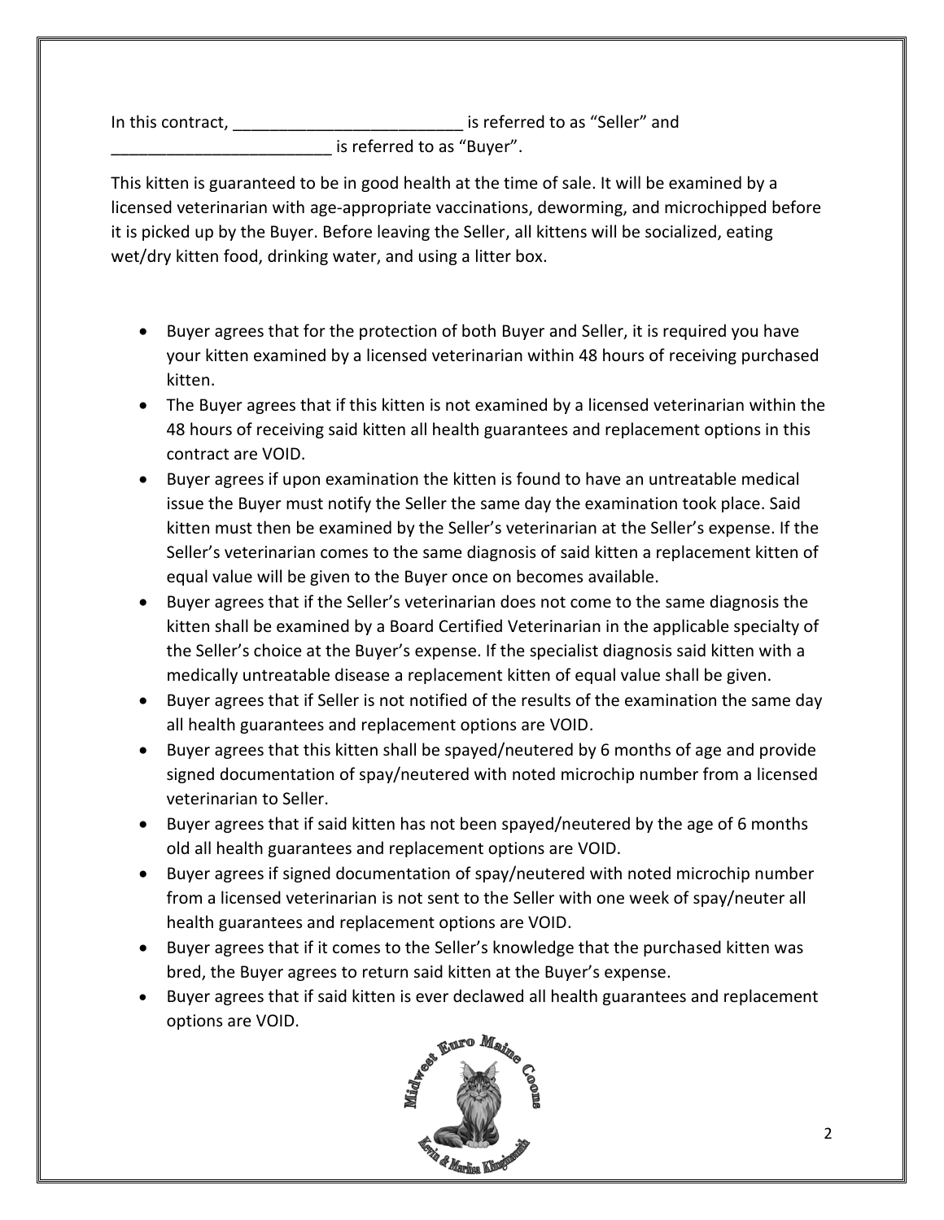In this contract, _________________________ is referred to as “Seller” and _________________________ is referred to as “Buyer”.

This kitten is guaranteed to be in good health at the time of sale. It will be examined by a licensed veterinarian with age-appropriate vaccinations, deworming, and microchipped before it is picked up by the Buyer. Before leaving the Seller, all kittens will be socialized, eating wet/dry kitten food, drinking water, and using a litter box.

- Buyer agrees that for the protection of both Buyer and Seller, it is required you have your kitten examined by a licensed veterinarian within 48 hours of receiving purchased kitten.
- The Buyer agrees that if this kitten is not examined by a licensed veterinarian within the 48 hours of receiving said kitten all health guarantees and replacement options in this contract are VOID.
- Buyer agrees if upon examination the kitten is found to have an untreatable medical issue the Buyer must notify the Seller the same day the examination took place. Said kitten must then be examined by the Seller’s veterinarian at the Seller’s expense. If the Seller’s veterinarian comes to the same diagnosis of said kitten a replacement kitten of equal value will be given to the Buyer once on becomes available.
- Buyer agrees that if the Seller’s veterinarian does not come to the same diagnosis the kitten shall be examined by a Board Certified Veterinarian in the applicable specialty of the Seller’s choice at the Buyer’s expense. If the specialist diagnosis said kitten with a medically untreatable disease a replacement kitten of equal value shall be given.
- Buyer agrees that if Seller is not notified of the results of the examination the same day all health guarantees and replacement options are VOID.
- Buyer agrees that this kitten shall be spayed/neutered by 6 months of age and provide signed documentation of spay/neutered with noted microchip number from a licensed veterinarian to Seller.
- Buyer agrees that if said kitten has not been spayed/neutered by the age of 6 months old all health guarantees and replacement options are VOID.
- Buyer agrees if signed documentation of spay/neutered with noted microchip number from a licensed veterinarian is not sent to the Seller with one week of spay/neuter all health guarantees and replacement options are VOID.
- Buyer agrees that if it comes to the Seller’s knowledge that the purchased kitten was bred, the Buyer agrees to return said kitten at the Buyer’s expense.
- Buyer agrees that if said kitten is ever declawed all health guarantees and replacement options are VOID.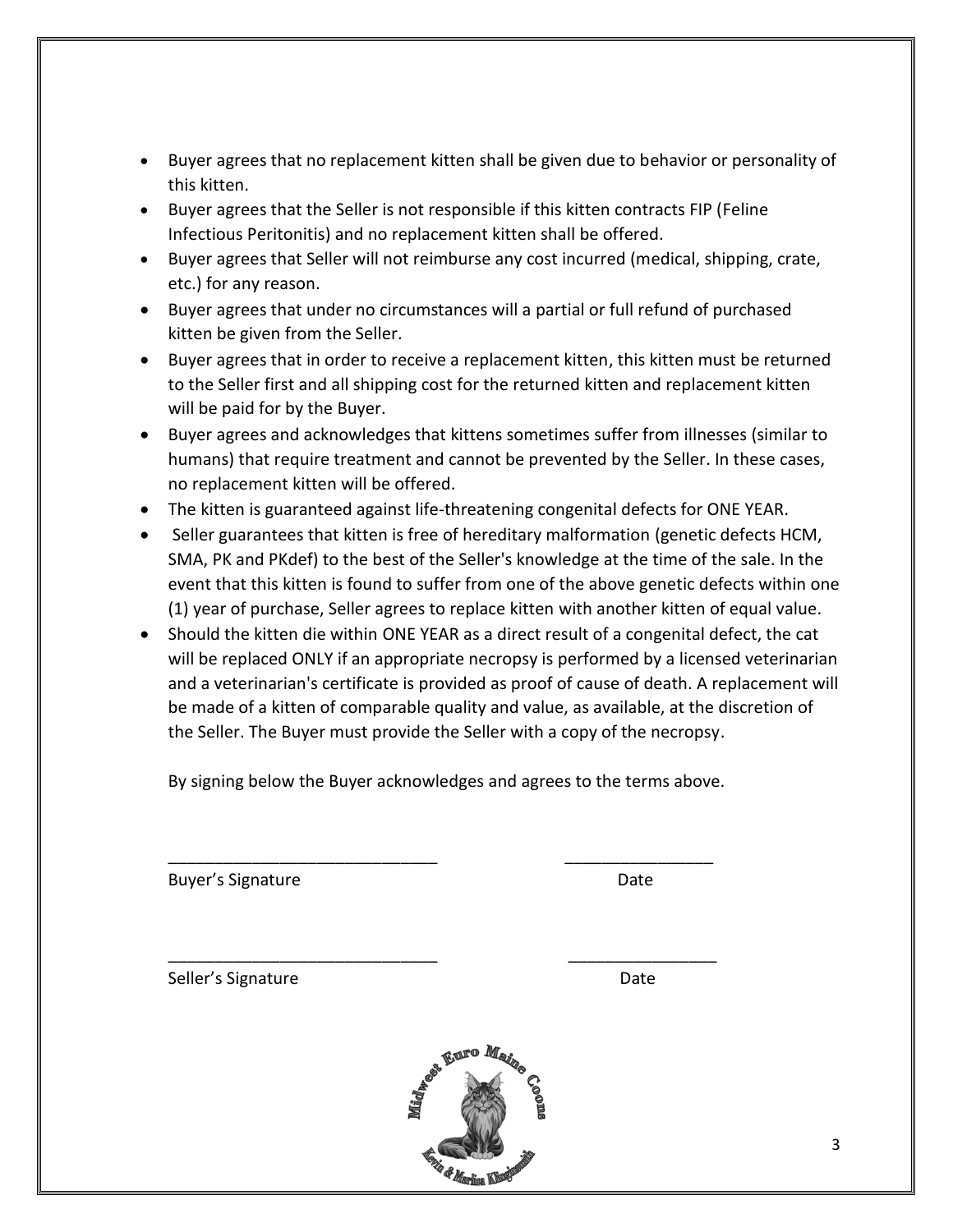- Buyer agrees that no replacement kitten shall be given due to behavior or personality of this kitten.
- Buyer agrees that the Seller is not responsible if this kitten contracts FIP (Feline Infectious Peritonitis) and no replacement kitten shall be offered.
- Buyer agrees that Seller will not reimburse any cost incurred (medical, shipping, crate, etc.) for any reason.
- Buyer agrees that under no circumstances will a partial or full refund of purchased kitten be given from the Seller.
- Buyer agrees that in order to receive a replacement kitten, this kitten must be returned to the Seller first and all shipping cost for the returned kitten and replacement kitten will be paid for by the Buyer.
- Buyer agrees and acknowledges that kittens sometimes suffer from illnesses (similar to humans) that require treatment and cannot be prevented by the Seller. In these cases, no replacement kitten will be offered.
- The kitten is guaranteed against life-threatening congenital defects for ONE YEAR.
- Seller guarantees that kitten is free of hereditary malformation (genetic defects HCM, SMA, PK and PKdef) to the best of the Seller's knowledge at the time of the sale. In the event that this kitten is found to suffer from one of the above genetic defects within one (1) year of purchase, Seller agrees to replace kitten with another kitten of equal value.
- Should the kitten die within ONE YEAR as a direct result of a congenital defect, the cat will be replaced ONLY if an appropriate necropsy is performed by a licensed veterinarian and a veterinarian's certificate is provided as proof of cause of death. A replacement will be made of a kitten of comparable quality and value, as available, at the discretion of the Seller. The Buyer must provide the Seller with a copy of the necropsy.

By signing below the Buyer acknowledges and agrees to the terms above.

_____________________________ ________________

Buyer's Signature Date

_____________________________ ________________

Seller's Signature Date

Midwest Euro Maine Coons

Kevin & Marlisa Klingensmith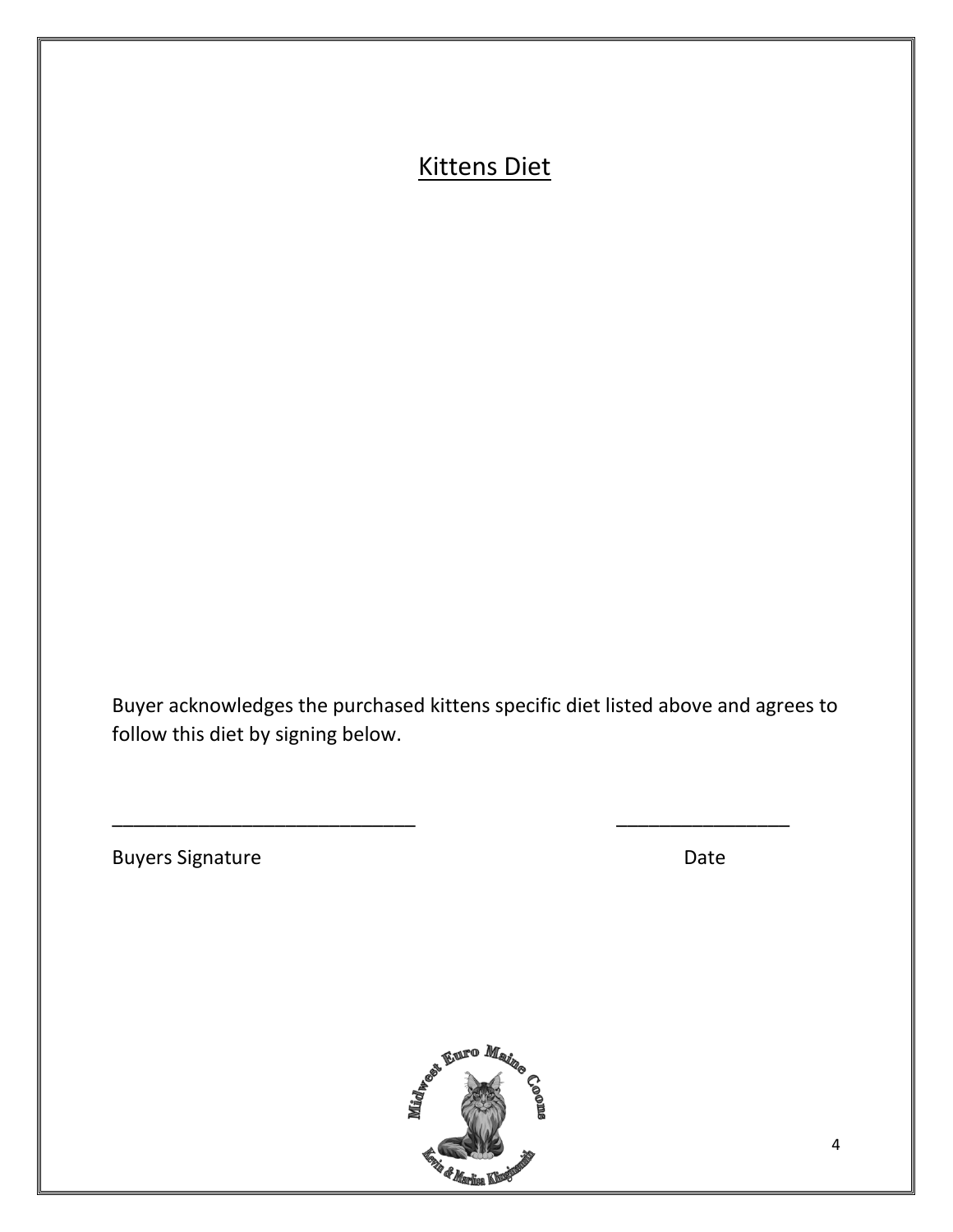# Kittens Diet

Buyer acknowledges the purchased kittens specific diet listed above and agrees to follow this diet by signing below.

_____________________________ _________________

Buyers Signature Date